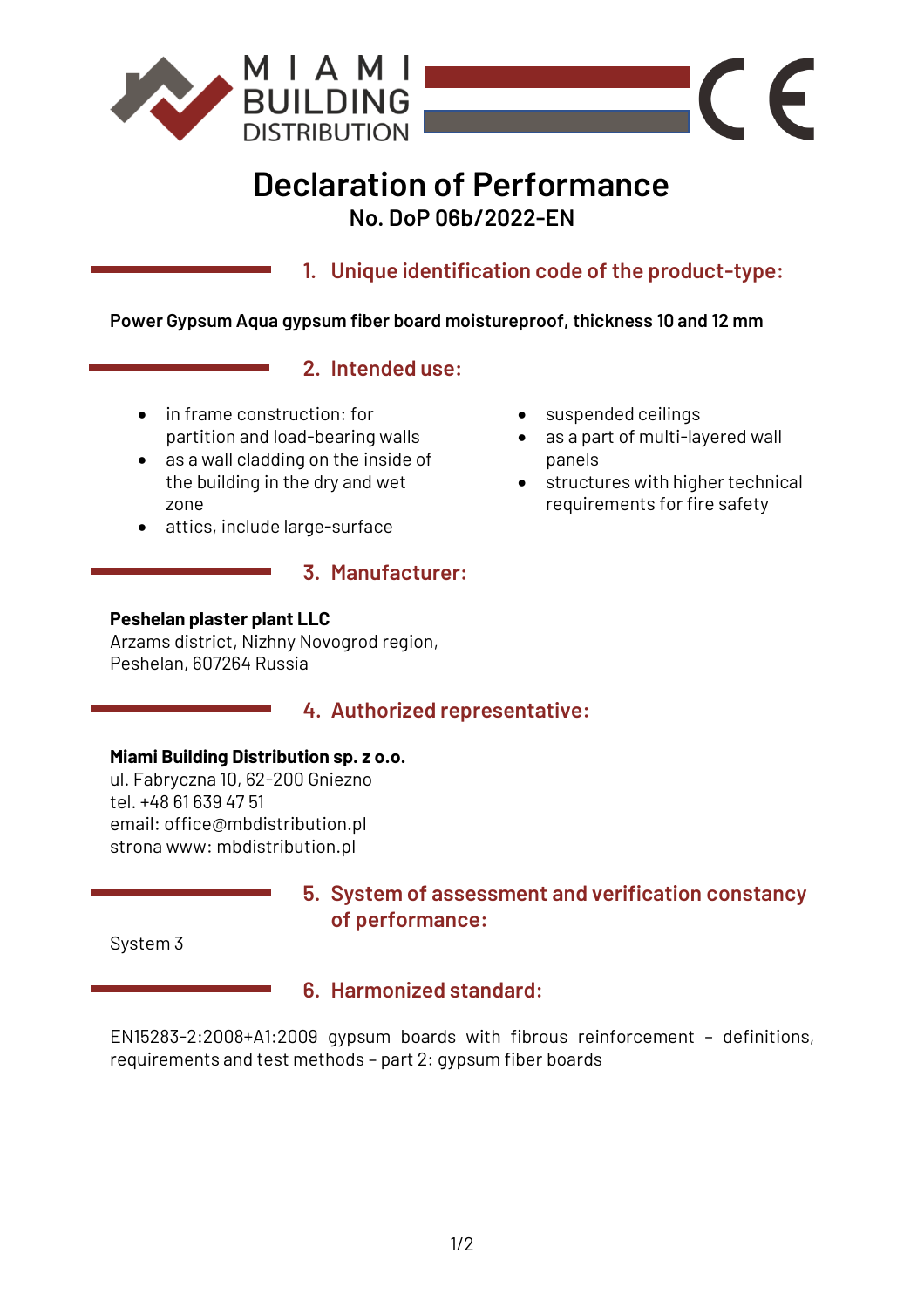MIAMI BUILDING DISTRIBUTION

# Declaration of Performance

**No. DoP 06b/2022-EN**

## 1. Unique identification code of the product-type:

**Power Gypsum Aqua gypsum fiber board moistureproof, thickness 10 and 12 mm**

## 2. Intended use:

- in frame construction: for partition and load-bearing walls
- as a wall cladding on the inside of the building in the dry and wet zone
- attics, include large-surface
- suspended ceilings
- as a part of multi-layered wall panels
- structures with higher technical requirements for fire safety

## 3. Manufacturer:

**Peshelan plaster plant LLC**
Arzams district, Nizhny Novogrod region,
Peshelan, 607264 Russia

## 4. Authorized representative:

**Miami Building Distribution sp. z o.o.**
ul. Fabryczna 10, 62-200 Gniezno
tel. +48 61 639 47 51
email: office@mbdistribution.pl
strona www: mbdistribution.pl

## 5. System of assessment and verification constancy of performance:

System 3

## 6. Harmonized standard:

EN15283-2:2008+A1:2009 gypsum boards with fibrous reinforcement – definitions, requirements and test methods – part 2: gypsum fiber boards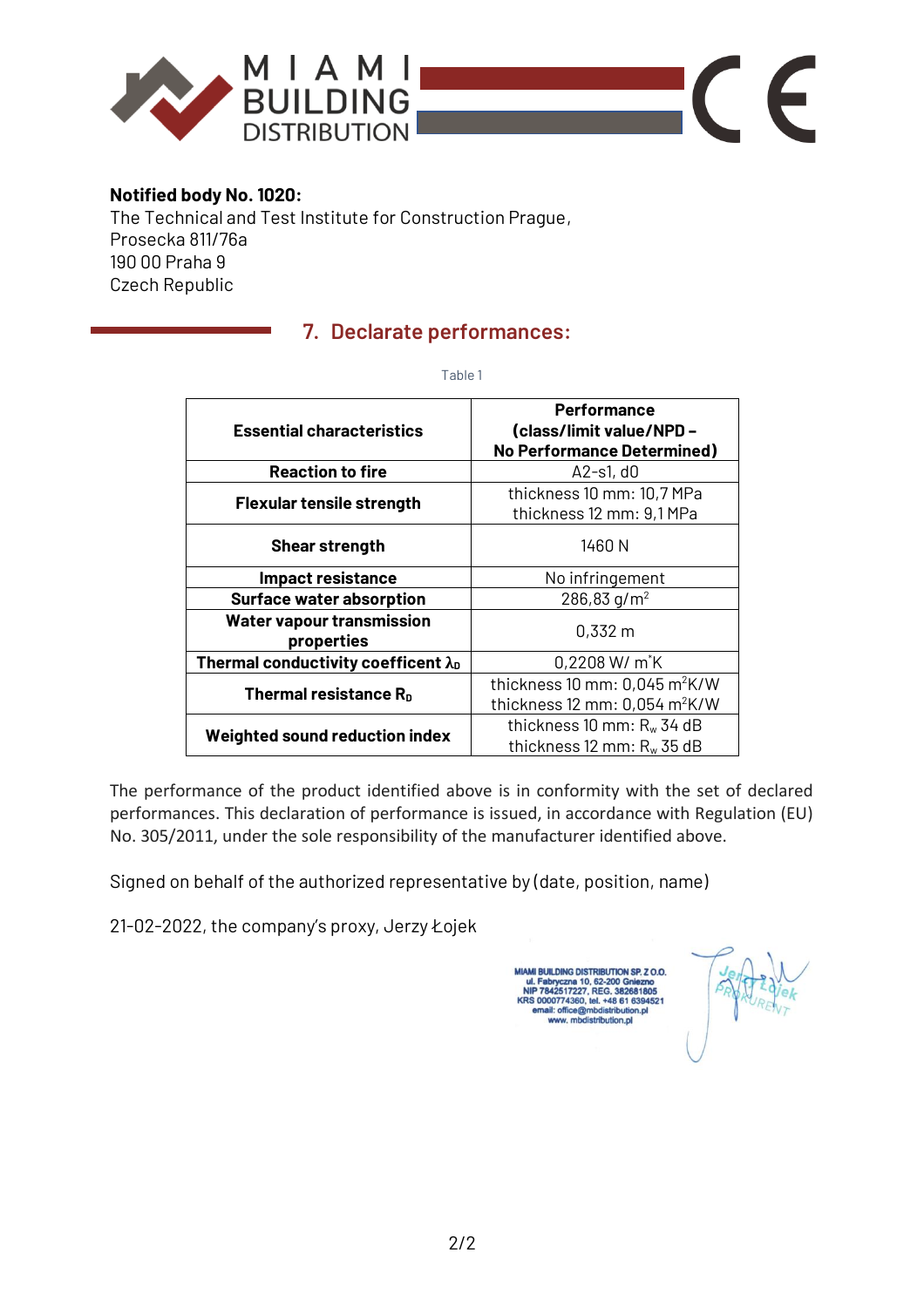**Notified body No. 1020:**
The Technical and Test Institute for Construction Prague,
Prosecka 811/76a
190 00 Praha 9
Czech Republic

## 7. Declarate performances:

Table 1

| Essential characteristics | Performance (class/limit value/NPD – No Performance Determined) |
|---|---|
| **Reaction to fire** | A2-s1, d0 |
| **Flexular tensile strength** | thickness 10 mm: 10,7 MPa<br>thickness 12 mm: 9,1 MPa |
| **Shear strength** | 1460 N |
| **Impact resistance** | No infringement |
| **Surface water absorption** | 286,83 g/m$^2$ |
| **Water vapour transmission properties** | 0,332 m |
| **Thermal conductivity coefficent $\lambda_D$** | 0,2208 W/ m$^*$K |
| **Thermal resistance $R_D$** | thickness 10 mm: 0,045 m$^2$K/W<br>thickness 12 mm: 0,054 m$^2$K/W |
| **Weighted sound reduction index** | thickness 10 mm: $R_w$ 34 dB<br>thickness 12 mm: $R_w$ 35 dB |

The performance of the product identified above is in conformity with the set of declared performances. This declaration of performance is issued, in accordance with Regulation (EU) No. 305/2011, under the sole responsibility of the manufacturer identified above.

Signed on behalf of the authorized representative by (date, position, name)

21-02-2022, the company's proxy, Jerzy Łojek

MIAMI BUILDING DISTRIBUTION SP. Z O.O.
ul. Fabryczna 10, 62-200 Gniezno
NIP 7842517227, REG. 382681805
KRS 0000774360, tel. +48 61 6394521
email: office@mbdistribution.pl
www. mbdistribution.pl

Jerzy Łojek
PROKURENT